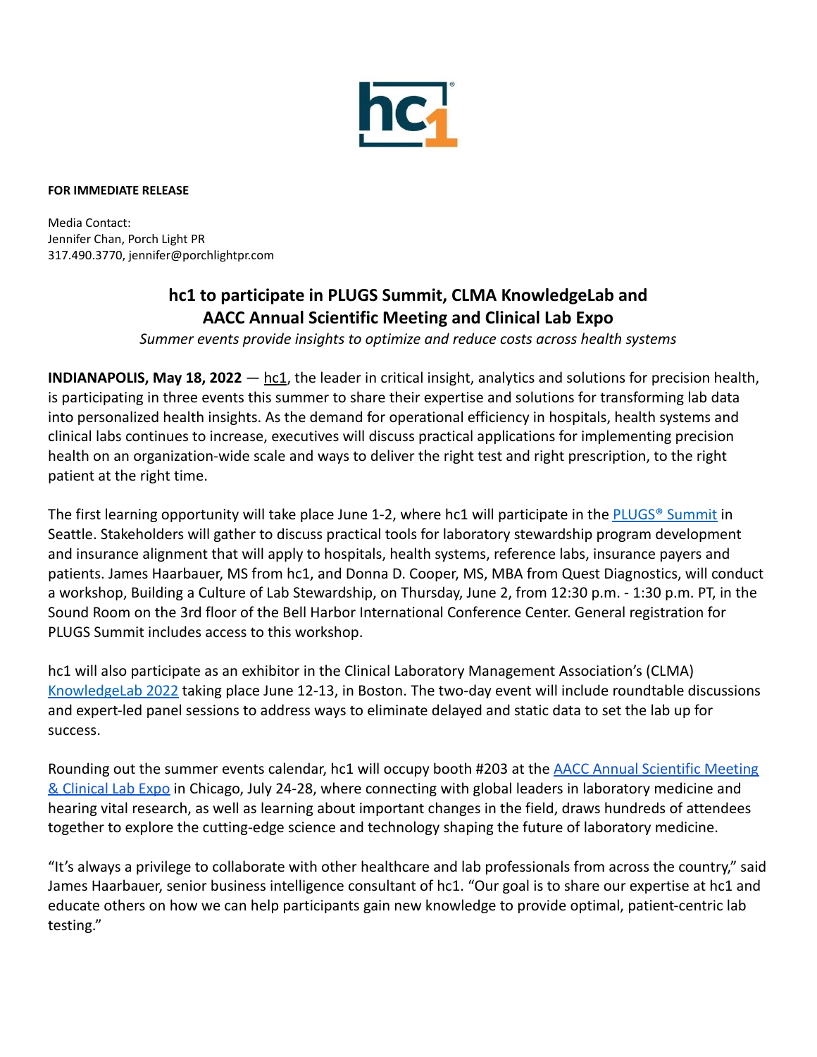**FOR IMMEDIATE RELEASE**

Media Contact:
Jennifer Chan, Porch Light PR
317.490.3770, jennifer@porchlightpr.com

# hc1 to participate in PLUGS Summit, CLMA KnowledgeLab and AACC Annual Scientific Meeting and Clinical Lab Expo

*Summer events provide insights to optimize and reduce costs across health systems*

**INDIANAPOLIS, May 18, 2022** — hc1, the leader in critical insight, analytics and solutions for precision health, is participating in three events this summer to share their expertise and solutions for transforming lab data into personalized health insights. As the demand for operational efficiency in hospitals, health systems and clinical labs continues to increase, executives will discuss practical applications for implementing precision health on an organization-wide scale and ways to deliver the right test and right prescription, to the right patient at the right time.

The first learning opportunity will take place June 1-2, where hc1 will participate in the PLUGS® Summit in Seattle. Stakeholders will gather to discuss practical tools for laboratory stewardship program development and insurance alignment that will apply to hospitals, health systems, reference labs, insurance payers and patients. James Haarbauer, MS from hc1, and Donna D. Cooper, MS, MBA from Quest Diagnostics, will conduct a workshop, Building a Culture of Lab Stewardship, on Thursday, June 2, from 12:30 p.m. - 1:30 p.m. PT, in the Sound Room on the 3rd floor of the Bell Harbor International Conference Center. General registration for PLUGS Summit includes access to this workshop.

hc1 will also participate as an exhibitor in the Clinical Laboratory Management Association's (CLMA) KnowledgeLab 2022 taking place June 12-13, in Boston. The two-day event will include roundtable discussions and expert-led panel sessions to address ways to eliminate delayed and static data to set the lab up for success.

Rounding out the summer events calendar, hc1 will occupy booth #203 at the AACC Annual Scientific Meeting & Clinical Lab Expo in Chicago, July 24-28, where connecting with global leaders in laboratory medicine and hearing vital research, as well as learning about important changes in the field, draws hundreds of attendees together to explore the cutting-edge science and technology shaping the future of laboratory medicine.

"It's always a privilege to collaborate with other healthcare and lab professionals from across the country," said James Haarbauer, senior business intelligence consultant of hc1. "Our goal is to share our expertise at hc1 and educate others on how we can help participants gain new knowledge to provide optimal, patient-centric lab testing."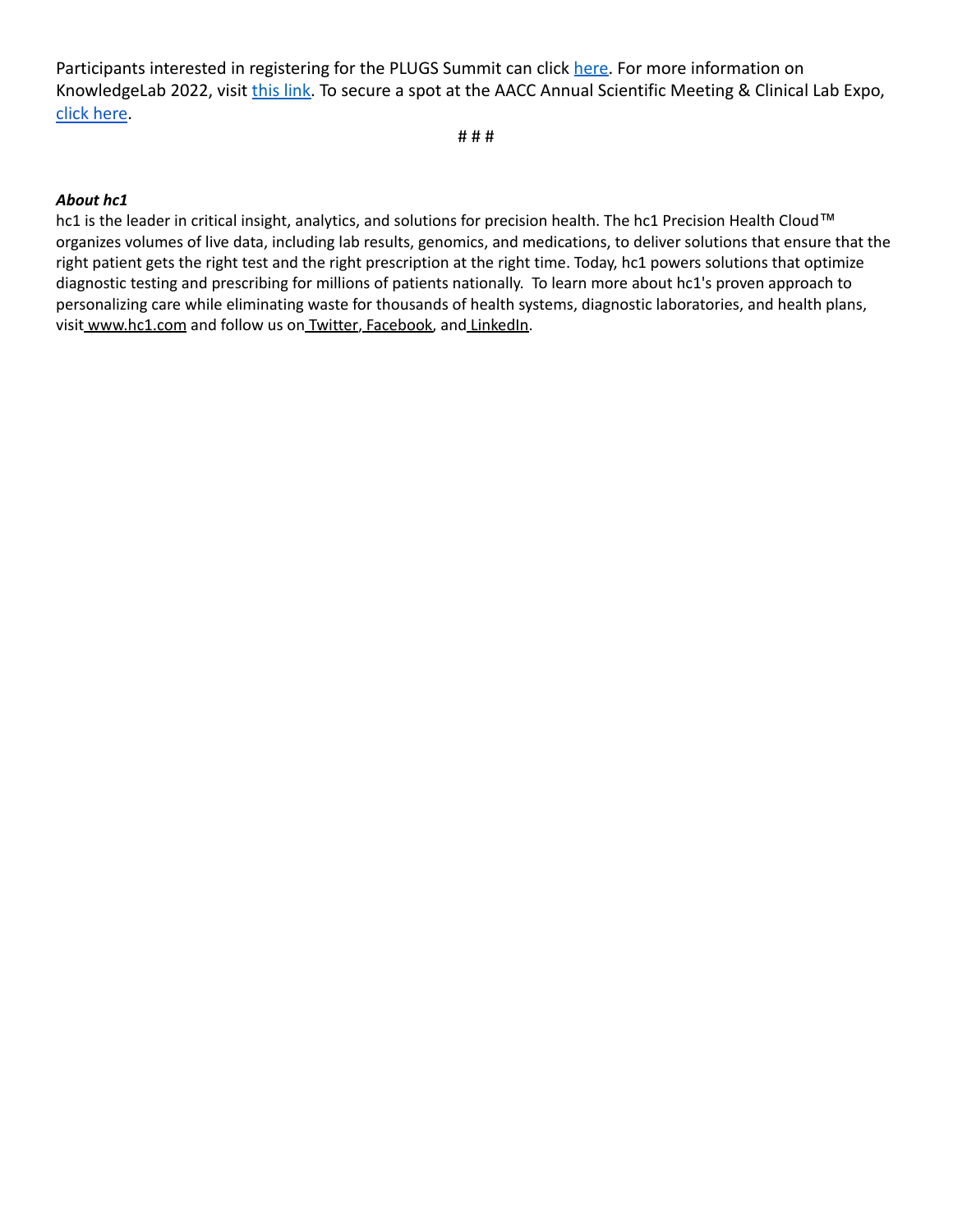Participants interested in registering for the PLUGS Summit can click here. For more information on KnowledgeLab 2022, visit this link. To secure a spot at the AACC Annual Scientific Meeting & Clinical Lab Expo, click here.

# # #

***About hc1***

hc1 is the leader in critical insight, analytics, and solutions for precision health. The hc1 Precision Health Cloud™ organizes volumes of live data, including lab results, genomics, and medications, to deliver solutions that ensure that the right patient gets the right test and the right prescription at the right time. Today, hc1 powers solutions that optimize diagnostic testing and prescribing for millions of patients nationally. To learn more about hc1's proven approach to personalizing care while eliminating waste for thousands of health systems, diagnostic laboratories, and health plans, visit www.hc1.com and follow us on Twitter, Facebook, and LinkedIn.